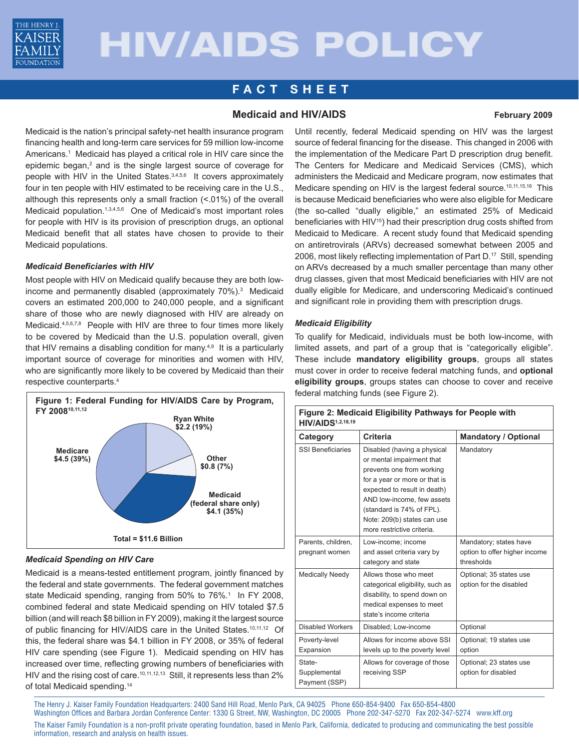# HIV/AIDS POLICY

## FACT SHEET

## Medicaid and HIV/AIDS

February 2009

Medicaid is the nation's principal safety-net health insurance program financing health and long-term care services for 59 million low-income Americans.[1] Medicaid has played a critical role in HIV care since the epidemic began,[2] and is the single largest source of coverage for people with HIV in the United States.[3,4,5,6] It covers approximately four in ten people with HIV estimated to be receiving care in the U.S., although this represents only a small fraction (<.01%) of the overall Medicaid population.[1,3,4,5,6] One of Medicaid's most important roles for people with HIV is its provision of prescription drugs, an optional Medicaid benefit that all states have chosen to provide to their Medicaid populations.

### *Medicaid Beneficiaries with HIV*

Most people with HIV on Medicaid qualify because they are both low-income and permanently disabled (approximately 70%).[3] Medicaid covers an estimated 200,000 to 240,000 people, and a significant share of those who are newly diagnosed with HIV are already on Medicaid.[4,5,6,7,8] People with HIV are three to four times more likely to be covered by Medicaid than the U.S. population overall, given that HIV remains a disabling condition for many.[4,9] It is a particularly important source of coverage for minorities and women with HIV, who are significantly more likely to be covered by Medicaid than their respective counterparts.[4]

**Figure 1: Federal Funding for HIV/AIDS Care by Program, FY 2008[10,11,12]**

| Program | Amount (Billions) | Share |
|---|---|---|
| Medicare | $4.5 | 39% |
| Medicaid (federal share only) | $4.1 | 35% |
| Ryan White | $2.2 | 19% |
| Other | $0.8 | 7% |

Total = $11.6 Billion

### *Medicaid Spending on HIV Care*

Medicaid is a means-tested entitlement program, jointly financed by the federal and state governments. The federal government matches state Medicaid spending, ranging from 50% to 76%.[1] In FY 2008, combined federal and state Medicaid spending on HIV totaled $7.5 billion (and will reach $8 billion in FY 2009), making it the largest source of public financing for HIV/AIDS care in the United States.[10,11,12] Of this, the federal share was $4.1 billion in FY 2008, or 35% of federal HIV care spending (see Figure 1). Medicaid spending on HIV has increased over time, reflecting growing numbers of beneficiaries with HIV and the rising cost of care.[10,11,12,13] Still, it represents less than 2% of total Medicaid spending.[14]

Until recently, federal Medicaid spending on HIV was the largest source of federal financing for the disease. This changed in 2006 with the implementation of the Medicare Part D prescription drug benefit. The Centers for Medicare and Medicaid Services (CMS), which administers the Medicaid and Medicare program, now estimates that Medicare spending on HIV is the largest federal source.[10,11,15,16] This is because Medicaid beneficiaries who were also eligible for Medicare (the so-called "dually eligible," an estimated 25% of Medicaid beneficiaries with HIV[15]) had their prescription drug costs shifted from Medicaid to Medicare. A recent study found that Medicaid spending on antiretrovirals (ARVs) decreased somewhat between 2005 and 2006, most likely reflecting implementation of Part D.[17] Still, spending on ARVs decreased by a much smaller percentage than many other drug classes, given that most Medicaid beneficiaries with HIV are not dually eligible for Medicare, and underscoring Medicaid's continued and significant role in providing them with prescription drugs.

### *Medicaid Eligibility*

To qualify for Medicaid, individuals must be both low-income, with limited assets, and part of a group that is "categorically eligible". These include **mandatory eligibility groups**, groups all states must cover in order to receive federal matching funds, and **optional eligibility groups**, groups states can choose to cover and receive federal matching funds (see Figure 2).

**Figure 2: Medicaid Eligibility Pathways for People with HIV/AIDS[1,2,18,19]**

| Category | Criteria | Mandatory / Optional |
|---|---|---|
| SSI Beneficiaries | Disabled (having a physical or mental impairment that prevents one from working for a year or more or that is expected to result in death) AND low-income, few assets (standard is 74% of FPL). Note: 209(b) states can use more restrictive criteria. | Mandatory |
| Parents, children, pregnant women | Low-income; income and asset criteria vary by category and state | Mandatory; states have option to offer higher income thresholds |
| Medically Needy | Allows those who meet categorical eligibility, such as disability, to spend down on medical expenses to meet state's income criteria | Optional; 35 states use option for the disabled |
| Disabled Workers | Disabled; Low-income | Optional |
| Poverty-level Expansion | Allows for income above SSI levels up to the poverty level | Optional; 19 states use option |
| State-Supplemental Payment (SSP) | Allows for coverage of those receiving SSP | Optional; 23 states use option for disabled |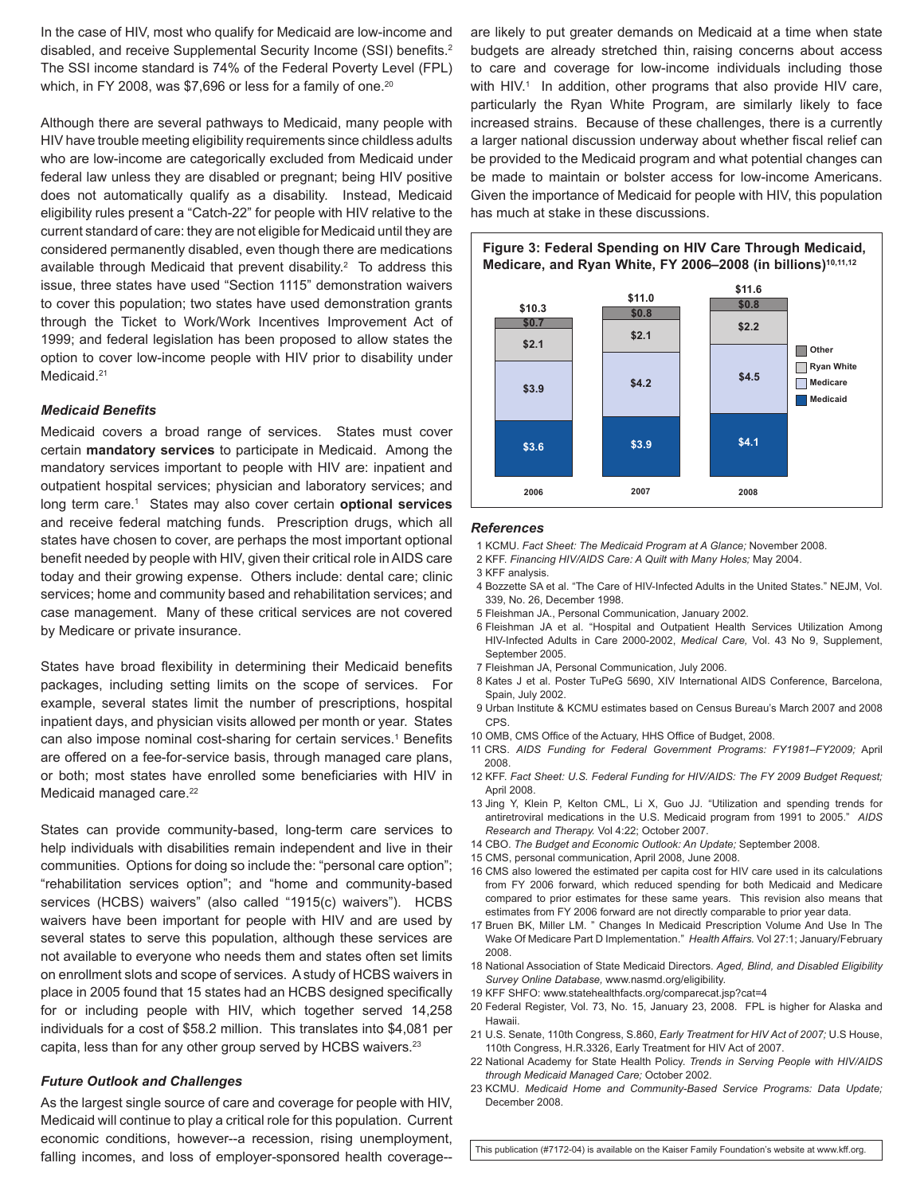In the case of HIV, most who qualify for Medicaid are low-income and disabled, and receive Supplemental Security Income (SSI) benefits.[2] The SSI income standard is 74% of the Federal Poverty Level (FPL) which, in FY 2008, was $7,696 or less for a family of one.[20]

Although there are several pathways to Medicaid, many people with HIV have trouble meeting eligibility requirements since childless adults who are low-income are categorically excluded from Medicaid under federal law unless they are disabled or pregnant; being HIV positive does not automatically qualify as a disability. Instead, Medicaid eligibility rules present a "Catch-22" for people with HIV relative to the current standard of care: they are not eligible for Medicaid until they are considered permanently disabled, even though there are medications available through Medicaid that prevent disability.[2] To address this issue, three states have used "Section 1115" demonstration waivers to cover this population; two states have used demonstration grants through the Ticket to Work/Work Incentives Improvement Act of 1999; and federal legislation has been proposed to allow states the option to cover low-income people with HIV prior to disability under Medicaid.[21]

### *Medicaid Benefits*

Medicaid covers a broad range of services. States must cover certain **mandatory services** to participate in Medicaid. Among the mandatory services important to people with HIV are: inpatient and outpatient hospital services; physician and laboratory services; and long term care.[1] States may also cover certain **optional services** and receive federal matching funds. Prescription drugs, which all states have chosen to cover, are perhaps the most important optional benefit needed by people with HIV, given their critical role in AIDS care today and their growing expense. Others include: dental care; clinic services; home and community based and rehabilitation services; and case management. Many of these critical services are not covered by Medicare or private insurance.

States have broad flexibility in determining their Medicaid benefits packages, including setting limits on the scope of services. For example, several states limit the number of prescriptions, hospital inpatient days, and physician visits allowed per month or year. States can also impose nominal cost-sharing for certain services.[1] Benefits are offered on a fee-for-service basis, through managed care plans, or both; most states have enrolled some beneficiaries with HIV in Medicaid managed care.[22]

States can provide community-based, long-term care services to help individuals with disabilities remain independent and live in their communities. Options for doing so include the: "personal care option"; "rehabilitation services option"; and "home and community-based services (HCBS) waivers" (also called "1915(c) waivers"). HCBS waivers have been important for people with HIV and are used by several states to serve this population, although these services are not available to everyone who needs them and states often set limits on enrollment slots and scope of services. A study of HCBS waivers in place in 2005 found that 15 states had an HCBS designed specifically for or including people with HIV, which together served 14,258 individuals for a cost of $58.2 million. This translates into $4,081 per capita, less than for any other group served by HCBS waivers.[23]

### *Future Outlook and Challenges*

As the largest single source of care and coverage for people with HIV, Medicaid will continue to play a critical role for this population. Current economic conditions, however--a recession, rising unemployment, falling incomes, and loss of employer-sponsored health coverage--are likely to put greater demands on Medicaid at a time when state budgets are already stretched thin, raising concerns about access to care and coverage for low-income individuals including those with HIV.[1] In addition, other programs that also provide HIV care, particularly the Ryan White Program, are similarly likely to face increased strains. Because of these challenges, there is a currently a larger national discussion underway about whether fiscal relief can be provided to the Medicaid program and what potential changes can be made to maintain or bolster access for low-income Americans. Given the importance of Medicaid for people with HIV, this population has much at stake in these discussions.

**Figure 3: Federal Spending on HIV Care Through Medicaid, Medicare, and Ryan White, FY 2006–2008 (in billions)[10,11,12]**

2006: $10.3 — Other $0.7; Ryan White $2.1; Medicare $3.9; Medicaid $3.6

2007: $11.0 — Other $0.8; Ryan White $2.1; Medicare $4.2; Medicaid $3.9

2008: $11.6 — Other $0.8; Ryan White $2.2; Medicare $4.5; Medicaid $4.1

Other, Ryan White, Medicare, Medicaid

### *References*

1 KCMU. *Fact Sheet: The Medicaid Program at A Glance;* November 2008.
2 KFF. *Financing HIV/AIDS Care: A Quilt with Many Holes;* May 2004.
3 KFF analysis.
4 Bozzette SA et al. "The Care of HIV-Infected Adults in the United States." NEJM, Vol. 339, No. 26, December 1998.
5 Fleishman JA., Personal Communication, January 2002.
6 Fleishman JA et al. "Hospital and Outpatient Health Services Utilization Among HIV-Infected Adults in Care 2000-2002, *Medical Care,* Vol. 43 No 9, Supplement, September 2005.
7 Fleishman JA, Personal Communication, July 2006.
8 Kates J et al. Poster TuPeG 5690, XIV International AIDS Conference, Barcelona, Spain, July 2002.
9 Urban Institute & KCMU estimates based on Census Bureau's March 2007 and 2008 CPS.
10 OMB, CMS Office of the Actuary, HHS Office of Budget, 2008.
11 CRS. *AIDS Funding for Federal Government Programs: FY1981–FY2009;* April 2008.
12 KFF. *Fact Sheet: U.S. Federal Funding for HIV/AIDS: The FY 2009 Budget Request;* April 2008.
13 Jing Y, Klein P, Kelton CML, Li X, Guo JJ. "Utilization and spending trends for antiretroviral medications in the U.S. Medicaid program from 1991 to 2005." *AIDS Research and Therapy.* Vol 4:22; October 2007.
14 CBO. *The Budget and Economic Outlook: An Update;* September 2008.
15 CMS, personal communication, April 2008, June 2008.
16 CMS also lowered the estimated per capita cost for HIV care used in its calculations from FY 2006 forward, which reduced spending for both Medicaid and Medicare compared to prior estimates for these same years. This revision also means that estimates from FY 2006 forward are not directly comparable to prior year data.
17 Bruen BK, Miller LM. " Changes In Medicaid Prescription Volume And Use In The Wake Of Medicare Part D Implementation." *Health Affairs.* Vol 27:1; January/February 2008.
18 National Association of State Medicaid Directors. *Aged, Blind, and Disabled Eligibility Survey Online Database,* www.nasmd.org/eligibility.
19 KFF SHFO: www.statehealthfacts.org/comparecat.jsp?cat=4
20 Federal Register, Vol. 73, No. 15, January 23, 2008. FPL is higher for Alaska and Hawaii.
21 U.S. Senate, 110th Congress, S.860, *Early Treatment for HIV Act of 2007;* U.S House, 110th Congress, H.R.3326, Early Treatment for HIV Act of 2007.
22 National Academy for State Health Policy. *Trends in Serving People with HIV/AIDS through Medicaid Managed Care;* October 2002.
23 KCMU. *Medicaid Home and Community-Based Service Programs: Data Update;* December 2008.

This publication (#7172-04) is available on the Kaiser Family Foundation's website at www.kff.org.